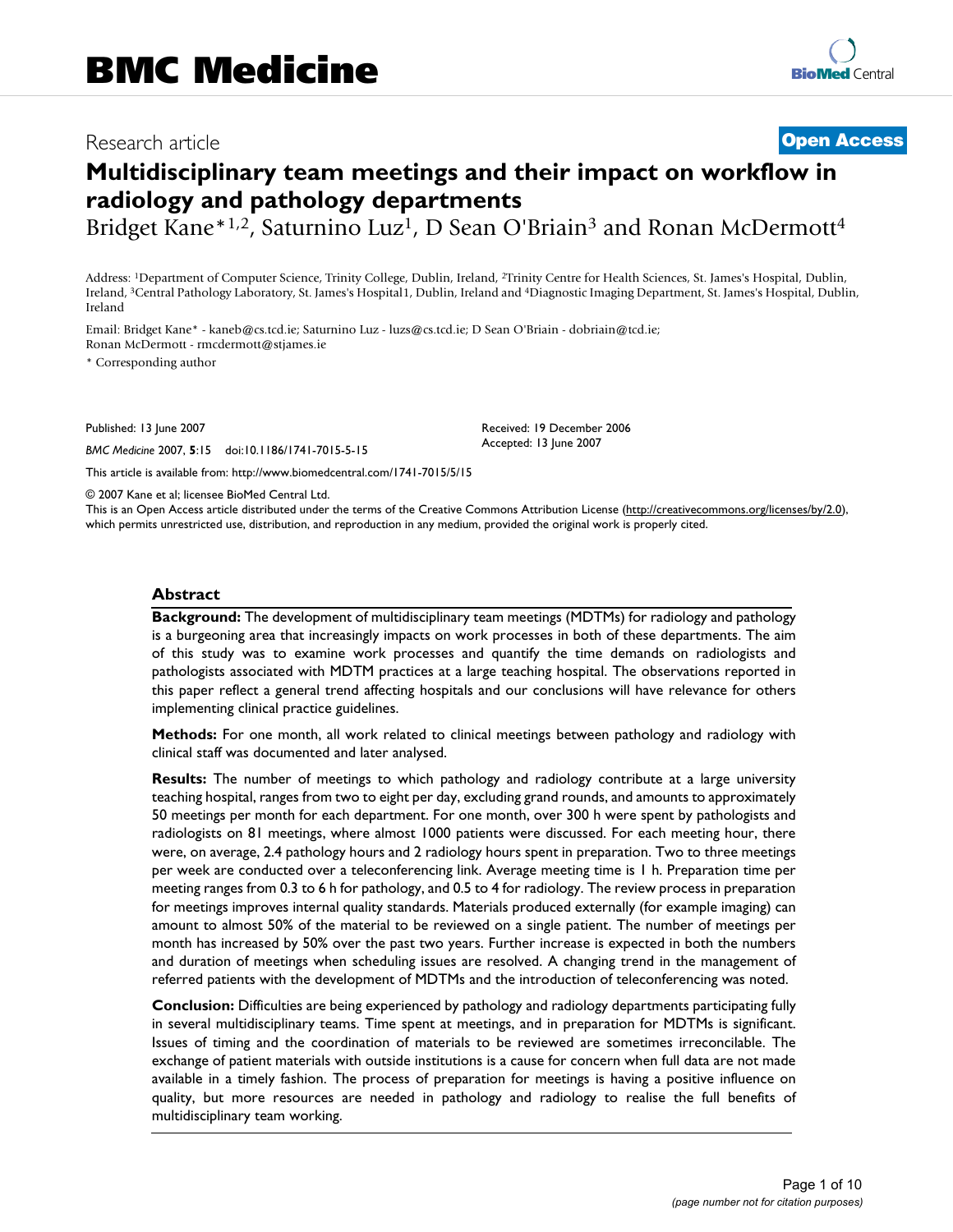Research article

**Open Access**

# Multidisciplinary team meetings and their impact on workflow in radiology and pathology departments

Bridget Kane*[1,2], Saturnino Luz[1], D Sean O'Briain[3] and Ronan McDermott[4]

Address: [1]Department of Computer Science, Trinity College, Dublin, Ireland, [2]Trinity Centre for Health Sciences, St. James's Hospital, Dublin, Ireland, [3]Central Pathology Laboratory, St. James's Hospital1, Dublin, Ireland and [4]Diagnostic Imaging Department, St. James's Hospital, Dublin, Ireland

Email: Bridget Kane* - kaneb@cs.tcd.ie; Saturnino Luz - luzs@cs.tcd.ie; D Sean O'Briain - dobriain@tcd.ie; Ronan McDermott - rmcdermott@stjames.ie

* Corresponding author

Published: 13 June 2007

*BMC Medicine* 2007, **5**:15 doi:10.1186/1741-7015-5-15

Received: 19 December 2006
Accepted: 13 June 2007

This article is available from: http://www.biomedcentral.com/1741-7015/5/15

© 2007 Kane et al; licensee BioMed Central Ltd.
This is an Open Access article distributed under the terms of the Creative Commons Attribution License (http://creativecommons.org/licenses/by/2.0), which permits unrestricted use, distribution, and reproduction in any medium, provided the original work is properly cited.

## Abstract

**Background:** The development of multidisciplinary team meetings (MDTMs) for radiology and pathology is a burgeoning area that increasingly impacts on work processes in both of these departments. The aim of this study was to examine work processes and quantify the time demands on radiologists and pathologists associated with MDTM practices at a large teaching hospital. The observations reported in this paper reflect a general trend affecting hospitals and our conclusions will have relevance for others implementing clinical practice guidelines.

**Methods:** For one month, all work related to clinical meetings between pathology and radiology with clinical staff was documented and later analysed.

**Results:** The number of meetings to which pathology and radiology contribute at a large university teaching hospital, ranges from two to eight per day, excluding grand rounds, and amounts to approximately 50 meetings per month for each department. For one month, over 300 h were spent by pathologists and radiologists on 81 meetings, where almost 1000 patients were discussed. For each meeting hour, there were, on average, 2.4 pathology hours and 2 radiology hours spent in preparation. Two to three meetings per week are conducted over a teleconferencing link. Average meeting time is 1 h. Preparation time per meeting ranges from 0.3 to 6 h for pathology, and 0.5 to 4 for radiology. The review process in preparation for meetings improves internal quality standards. Materials produced externally (for example imaging) can amount to almost 50% of the material to be reviewed on a single patient. The number of meetings per month has increased by 50% over the past two years. Further increase is expected in both the numbers and duration of meetings when scheduling issues are resolved. A changing trend in the management of referred patients with the development of MDTMs and the introduction of teleconferencing was noted.

**Conclusion:** Difficulties are being experienced by pathology and radiology departments participating fully in several multidisciplinary teams. Time spent at meetings, and in preparation for MDTMs is significant. Issues of timing and the coordination of materials to be reviewed are sometimes irreconcilable. The exchange of patient materials with outside institutions is a cause for concern when full data are not made available in a timely fashion. The process of preparation for meetings is having a positive influence on quality, but more resources are needed in pathology and radiology to realise the full benefits of multidisciplinary team working.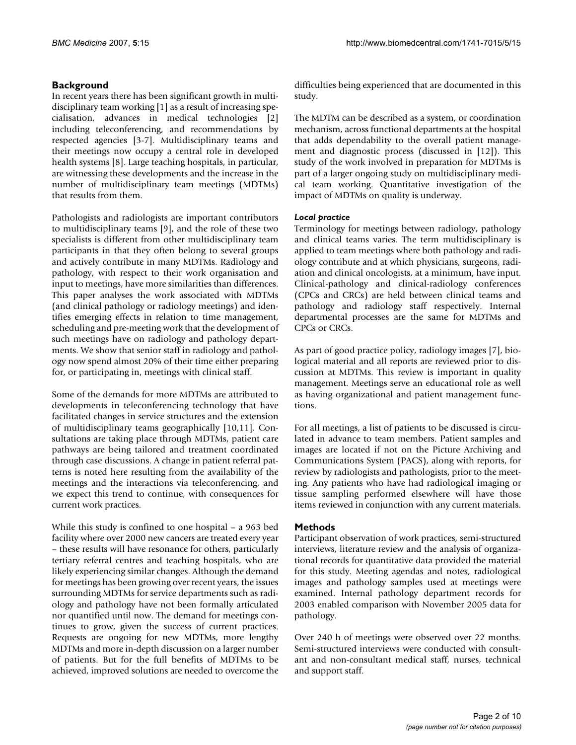## Background

In recent years there has been significant growth in multidisciplinary team working [1] as a result of increasing specialisation, advances in medical technologies [2] including teleconferencing, and recommendations by respected agencies [3-7]. Multidisciplinary teams and their meetings now occupy a central role in developed health systems [8]. Large teaching hospitals, in particular, are witnessing these developments and the increase in the number of multidisciplinary team meetings (MDTMs) that results from them.

Pathologists and radiologists are important contributors to multidisciplinary teams [9], and the role of these two specialists is different from other multidisciplinary team participants in that they often belong to several groups and actively contribute in many MDTMs. Radiology and pathology, with respect to their work organisation and input to meetings, have more similarities than differences. This paper analyses the work associated with MDTMs (and clinical pathology or radiology meetings) and identifies emerging effects in relation to time management, scheduling and pre-meeting work that the development of such meetings have on radiology and pathology departments. We show that senior staff in radiology and pathology now spend almost 20% of their time either preparing for, or participating in, meetings with clinical staff.

Some of the demands for more MDTMs are attributed to developments in teleconferencing technology that have facilitated changes in service structures and the extension of multidisciplinary teams geographically [10,11]. Consultations are taking place through MDTMs, patient care pathways are being tailored and treatment coordinated through case discussions. A change in patient referral patterns is noted here resulting from the availability of the meetings and the interactions via teleconferencing, and we expect this trend to continue, with consequences for current work practices.

While this study is confined to one hospital – a 963 bed facility where over 2000 new cancers are treated every year – these results will have resonance for others, particularly tertiary referral centres and teaching hospitals, who are likely experiencing similar changes. Although the demand for meetings has been growing over recent years, the issues surrounding MDTMs for service departments such as radiology and pathology have not been formally articulated nor quantified until now. The demand for meetings continues to grow, given the success of current practices. Requests are ongoing for new MDTMs, more lengthy MDTMs and more in-depth discussion on a larger number of patients. But for the full benefits of MDTMs to be achieved, improved solutions are needed to overcome the difficulties being experienced that are documented in this study.

The MDTM can be described as a system, or coordination mechanism, across functional departments at the hospital that adds dependability to the overall patient management and diagnostic process (discussed in [12]). This study of the work involved in preparation for MDTMs is part of a larger ongoing study on multidisciplinary medical team working. Quantitative investigation of the impact of MDTMs on quality is underway.

### *Local practice*

Terminology for meetings between radiology, pathology and clinical teams varies. The term multidisciplinary is applied to team meetings where both pathology and radiology contribute and at which physicians, surgeons, radiation and clinical oncologists, at a minimum, have input. Clinical-pathology and clinical-radiology conferences (CPCs and CRCs) are held between clinical teams and pathology and radiology staff respectively. Internal departmental processes are the same for MDTMs and CPCs or CRCs.

As part of good practice policy, radiology images [7], biological material and all reports are reviewed prior to discussion at MDTMs. This review is important in quality management. Meetings serve an educational role as well as having organizational and patient management functions.

For all meetings, a list of patients to be discussed is circulated in advance to team members. Patient samples and images are located if not on the Picture Archiving and Communications System (PACS), along with reports, for review by radiologists and pathologists, prior to the meeting. Any patients who have had radiological imaging or tissue sampling performed elsewhere will have those items reviewed in conjunction with any current materials.

## Methods

Participant observation of work practices, semi-structured interviews, literature review and the analysis of organizational records for quantitative data provided the material for this study. Meeting agendas and notes, radiological images and pathology samples used at meetings were examined. Internal pathology department records for 2003 enabled comparison with November 2005 data for pathology.

Over 240 h of meetings were observed over 22 months. Semi-structured interviews were conducted with consultant and non-consultant medical staff, nurses, technical and support staff.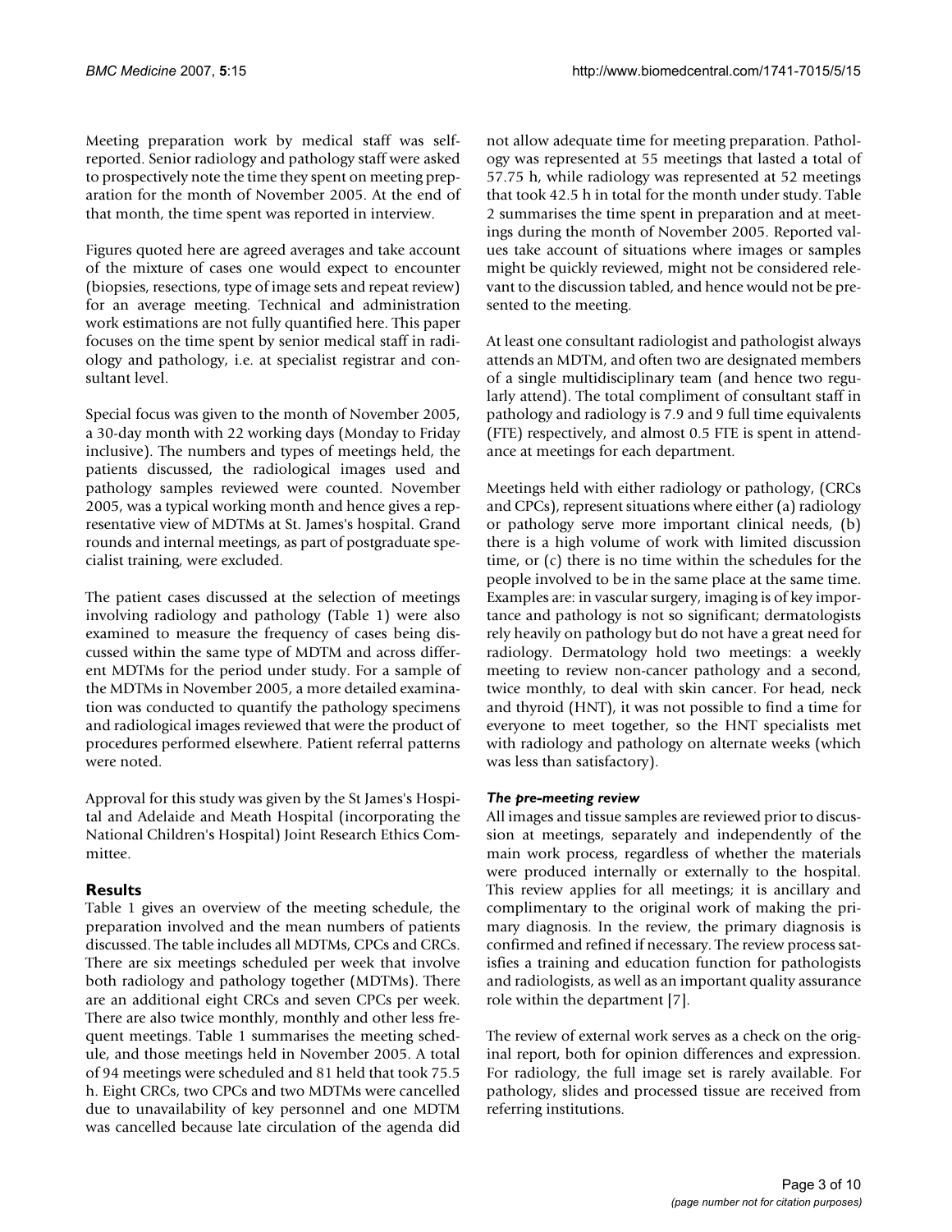Meeting preparation work by medical staff was self-reported. Senior radiology and pathology staff were asked to prospectively note the time they spent on meeting preparation for the month of November 2005. At the end of that month, the time spent was reported in interview.

Figures quoted here are agreed averages and take account of the mixture of cases one would expect to encounter (biopsies, resections, type of image sets and repeat review) for an average meeting. Technical and administration work estimations are not fully quantified here. This paper focuses on the time spent by senior medical staff in radiology and pathology, i.e. at specialist registrar and consultant level.

Special focus was given to the month of November 2005, a 30-day month with 22 working days (Monday to Friday inclusive). The numbers and types of meetings held, the patients discussed, the radiological images used and pathology samples reviewed were counted. November 2005, was a typical working month and hence gives a representative view of MDTMs at St. James's hospital. Grand rounds and internal meetings, as part of postgraduate specialist training, were excluded.

The patient cases discussed at the selection of meetings involving radiology and pathology (Table 1) were also examined to measure the frequency of cases being discussed within the same type of MDTM and across different MDTMs for the period under study. For a sample of the MDTMs in November 2005, a more detailed examination was conducted to quantify the pathology specimens and radiological images reviewed that were the product of procedures performed elsewhere. Patient referral patterns were noted.

Approval for this study was given by the St James's Hospital and Adelaide and Meath Hospital (incorporating the National Children's Hospital) Joint Research Ethics Committee.

## Results

Table 1 gives an overview of the meeting schedule, the preparation involved and the mean numbers of patients discussed. The table includes all MDTMs, CPCs and CRCs. There are six meetings scheduled per week that involve both radiology and pathology together (MDTMs). There are an additional eight CRCs and seven CPCs per week. There are also twice monthly, monthly and other less frequent meetings. Table 1 summarises the meeting schedule, and those meetings held in November 2005. A total of 94 meetings were scheduled and 81 held that took 75.5 h. Eight CRCs, two CPCs and two MDTMs were cancelled due to unavailability of key personnel and one MDTM was cancelled because late circulation of the agenda did not allow adequate time for meeting preparation. Pathology was represented at 55 meetings that lasted a total of 57.75 h, while radiology was represented at 52 meetings that took 42.5 h in total for the month under study. Table 2 summarises the time spent in preparation and at meetings during the month of November 2005. Reported values take account of situations where images or samples might be quickly reviewed, might not be considered relevant to the discussion tabled, and hence would not be presented to the meeting.

At least one consultant radiologist and pathologist always attends an MDTM, and often two are designated members of a single multidisciplinary team (and hence two regularly attend). The total compliment of consultant staff in pathology and radiology is 7.9 and 9 full time equivalents (FTE) respectively, and almost 0.5 FTE is spent in attendance at meetings for each department.

Meetings held with either radiology or pathology, (CRCs and CPCs), represent situations where either (a) radiology or pathology serve more important clinical needs, (b) there is a high volume of work with limited discussion time, or (c) there is no time within the schedules for the people involved to be in the same place at the same time. Examples are: in vascular surgery, imaging is of key importance and pathology is not so significant; dermatologists rely heavily on pathology but do not have a great need for radiology. Dermatology hold two meetings: a weekly meeting to review non-cancer pathology and a second, twice monthly, to deal with skin cancer. For head, neck and thyroid (HNT), it was not possible to find a time for everyone to meet together, so the HNT specialists met with radiology and pathology on alternate weeks (which was less than satisfactory).

### *The pre-meeting review*

All images and tissue samples are reviewed prior to discussion at meetings, separately and independently of the main work process, regardless of whether the materials were produced internally or externally to the hospital. This review applies for all meetings; it is ancillary and complimentary to the original work of making the primary diagnosis. In the review, the primary diagnosis is confirmed and refined if necessary. The review process satisfies a training and education function for pathologists and radiologists, as well as an important quality assurance role within the department [7].

The review of external work serves as a check on the original report, both for opinion differences and expression. For radiology, the full image set is rarely available. For pathology, slides and processed tissue are received from referring institutions.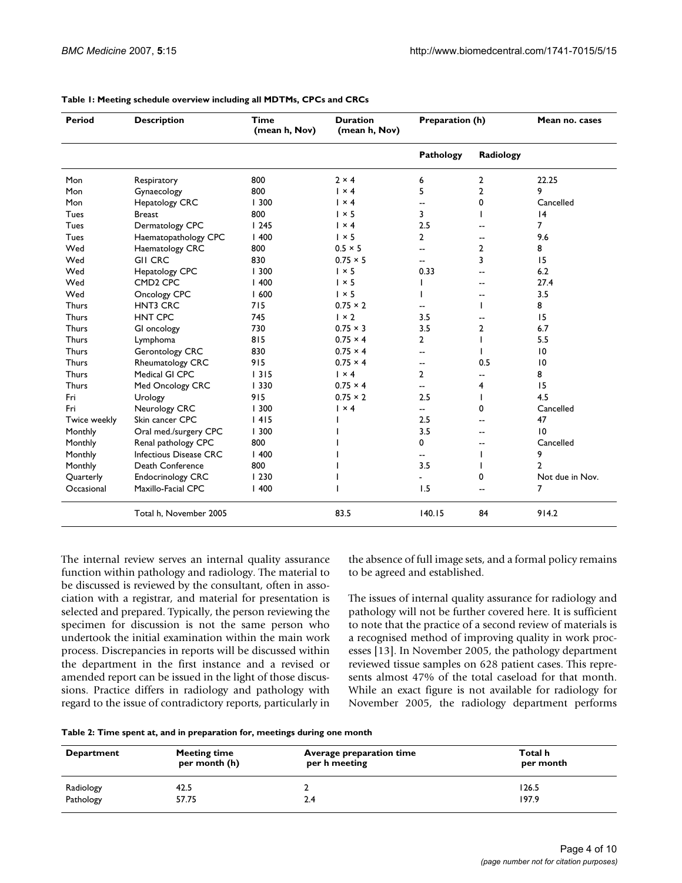**Table 1: Meeting schedule overview including all MDTMs, CPCs and CRCs**

| Period | Description | Time (mean h, Nov) | Duration (mean h, Nov) | Preparation (h) | | Mean no. cases |
|---|---|---|---|---|---|---|
| | | | | Pathology | Radiology | |
| Mon | Respiratory | 800 | 2 × 4 | 6 | 2 | 22.25 |
| Mon | Gynaecology | 800 | 1 × 4 | 5 | 2 | 9 |
| Mon | Hepatology CRC | 1 300 | 1 × 4 | -- | 0 | Cancelled |
| Tues | Breast | 800 | 1 × 5 | 3 | 1 | 14 |
| Tues | Dermatology CPC | 1 245 | 1 × 4 | 2.5 | -- | 7 |
| Tues | Haematopathology CPC | 1 400 | 1 × 5 | 2 | -- | 9.6 |
| Wed | Haematology CRC | 800 | 0.5 × 5 | -- | 2 | 8 |
| Wed | GI1 CRC | 830 | 0.75 × 5 | -- | 3 | 15 |
| Wed | Hepatology CPC | 1 300 | 1 × 5 | 0.33 | -- | 6.2 |
| Wed | CMD2 CPC | 1 400 | 1 × 5 | 1 | -- | 27.4 |
| Wed | Oncology CPC | 1 600 | 1 × 5 | 1 | -- | 3.5 |
| Thurs | HNT3 CRC | 715 | 0.75 × 2 | -- | 1 | 8 |
| Thurs | HNT CPC | 745 | 1 × 2 | 3.5 | -- | 15 |
| Thurs | GI oncology | 730 | 0.75 × 3 | 3.5 | 2 | 6.7 |
| Thurs | Lymphoma | 815 | 0.75 × 4 | 2 | 1 | 5.5 |
| Thurs | Gerontology CRC | 830 | 0.75 × 4 | -- | 1 | 10 |
| Thurs | Rheumatology CRC | 915 | 0.75 × 4 | -- | 0.5 | 10 |
| Thurs | Medical GI CPC | 1 315 | 1 × 4 | 2 | -- | 8 |
| Thurs | Med Oncology CRC | 1 330 | 0.75 × 4 | -- | 4 | 15 |
| Fri | Urology | 915 | 0.75 × 2 | 2.5 | 1 | 4.5 |
| Fri | Neurology CRC | 1 300 | 1 × 4 | -- | 0 | Cancelled |
| Twice weekly | Skin cancer CPC | 1 415 | 1 | 2.5 | -- | 47 |
| Monthly | Oral med./surgery CPC | 1 300 | 1 | 3.5 | -- | 10 |
| Monthly | Renal pathology CPC | 800 | 1 | 0 | -- | Cancelled |
| Monthly | Infectious Disease CRC | 1 400 | 1 | -- | 1 | 9 |
| Monthly | Death Conference | 800 | 1 | 3.5 | 1 | 2 |
| Quarterly | Endocrinology CRC | 1 230 | 1 | - | 0 | Not due in Nov. |
| Occasional | Maxillo-Facial CPC | 1 400 | 1 | 1.5 | -- | 7 |
| | Total h, November 2005 | | 83.5 | 140.15 | 84 | 914.2 |

The internal review serves an internal quality assurance function within pathology and radiology. The material to be discussed is reviewed by the consultant, often in association with a registrar, and material for presentation is selected and prepared. Typically, the person reviewing the specimen for discussion is not the same person who undertook the initial examination within the main work process. Discrepancies in reports will be discussed within the department in the first instance and a revised or amended report can be issued in the light of those discussions. Practice differs in radiology and pathology with regard to the issue of contradictory reports, particularly in the absence of full image sets, and a formal policy remains to be agreed and established.

The issues of internal quality assurance for radiology and pathology will not be further covered here. It is sufficient to note that the practice of a second review of materials is a recognised method of improving quality in work processes [13]. In November 2005, the pathology department reviewed tissue samples on 628 patient cases. This represents almost 47% of the total caseload for that month. While an exact figure is not available for radiology for November 2005, the radiology department performs

**Table 2: Time spent at, and in preparation for, meetings during one month**

| Department | Meeting time per month (h) | Average preparation time per h meeting | Total h per month |
|---|---|---|---|
| Radiology | 42.5 | 2 | 126.5 |
| Pathology | 57.75 | 2.4 | 197.9 |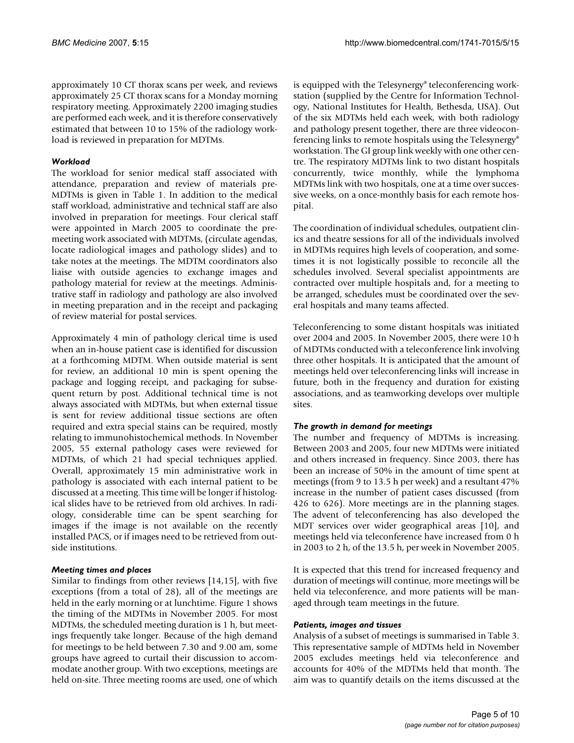approximately 10 CT thorax scans per week, and reviews approximately 25 CT thorax scans for a Monday morning respiratory meeting. Approximately 2200 imaging studies are performed each week, and it is therefore conservatively estimated that between 10 to 15% of the radiology workload is reviewed in preparation for MDTMs.

### *Workload*

The workload for senior medical staff associated with attendance, preparation and review of materials pre-MDTMs is given in Table 1. In addition to the medical staff workload, administrative and technical staff are also involved in preparation for meetings. Four clerical staff were appointed in March 2005 to coordinate the pre-meeting work associated with MDTMs, (circulate agendas, locate radiological images and pathology slides) and to take notes at the meetings. The MDTM coordinators also liaise with outside agencies to exchange images and pathology material for review at the meetings. Administrative staff in radiology and pathology are also involved in meeting preparation and in the receipt and packaging of review material for postal services.

Approximately 4 min of pathology clerical time is used when an in-house patient case is identified for discussion at a forthcoming MDTM. When outside material is sent for review, an additional 10 min is spent opening the package and logging receipt, and packaging for subsequent return by post. Additional technical time is not always associated with MDTMs, but when external tissue is sent for review additional tissue sections are often required and extra special stains can be required, mostly relating to immunohistochemical methods. In November 2005, 55 external pathology cases were reviewed for MDTMs, of which 21 had special techniques applied. Overall, approximately 15 min administrative work in pathology is associated with each internal patient to be discussed at a meeting. This time will be longer if histological slides have to be retrieved from old archives. In radiology, considerable time can be spent searching for images if the image is not available on the recently installed PACS, or if images need to be retrieved from outside institutions.

### *Meeting times and places*

Similar to findings from other reviews [14,15], with five exceptions (from a total of 28), all of the meetings are held in the early morning or at lunchtime. Figure 1 shows the timing of the MDTMs in November 2005. For most MDTMs, the scheduled meeting duration is 1 h, but meetings frequently take longer. Because of the high demand for meetings to be held between 7.30 and 9.00 am, some groups have agreed to curtail their discussion to accommodate another group. With two exceptions, meetings are held on-site. Three meeting rooms are used, one of which is equipped with the Telesynergy® teleconferencing workstation (supplied by the Centre for Information Technology, National Institutes for Health, Bethesda, USA). Out of the six MDTMs held each week, with both radiology and pathology present together, there are three videoconferencing links to remote hospitals using the Telesynergy® workstation. The GI group link weekly with one other centre. The respiratory MDTMs link to two distant hospitals concurrently, twice monthly, while the lymphoma MDTMs link with two hospitals, one at a time over successive weeks, on a once-monthly basis for each remote hospital.

The coordination of individual schedules, outpatient clinics and theatre sessions for all of the individuals involved in MDTMs requires high levels of cooperation, and sometimes it is not logistically possible to reconcile all the schedules involved. Several specialist appointments are contracted over multiple hospitals and, for a meeting to be arranged, schedules must be coordinated over the several hospitals and many teams affected.

Teleconferencing to some distant hospitals was initiated over 2004 and 2005. In November 2005, there were 10 h of MDTMs conducted with a teleconference link involving three other hospitals. It is anticipated that the amount of meetings held over teleconferencing links will increase in future, both in the frequency and duration for existing associations, and as teamworking develops over multiple sites.

### *The growth in demand for meetings*

The number and frequency of MDTMs is increasing. Between 2003 and 2005, four new MDTMs were initiated and others increased in frequency. Since 2003, there has been an increase of 50% in the amount of time spent at meetings (from 9 to 13.5 h per week) and a resultant 47% increase in the number of patient cases discussed (from 426 to 626). More meetings are in the planning stages. The advent of teleconferencing has also developed the MDT services over wider geographical areas [10], and meetings held via teleconference have increased from 0 h in 2003 to 2 h, of the 13.5 h, per week in November 2005.

It is expected that this trend for increased frequency and duration of meetings will continue, more meetings will be held via teleconference, and more patients will be managed through team meetings in the future.

### *Patients, images and tissues*

Analysis of a subset of meetings is summarised in Table 3. This representative sample of MDTMs held in November 2005 excludes meetings held via teleconference and accounts for 40% of the MDTMs held that month. The aim was to quantify details on the items discussed at the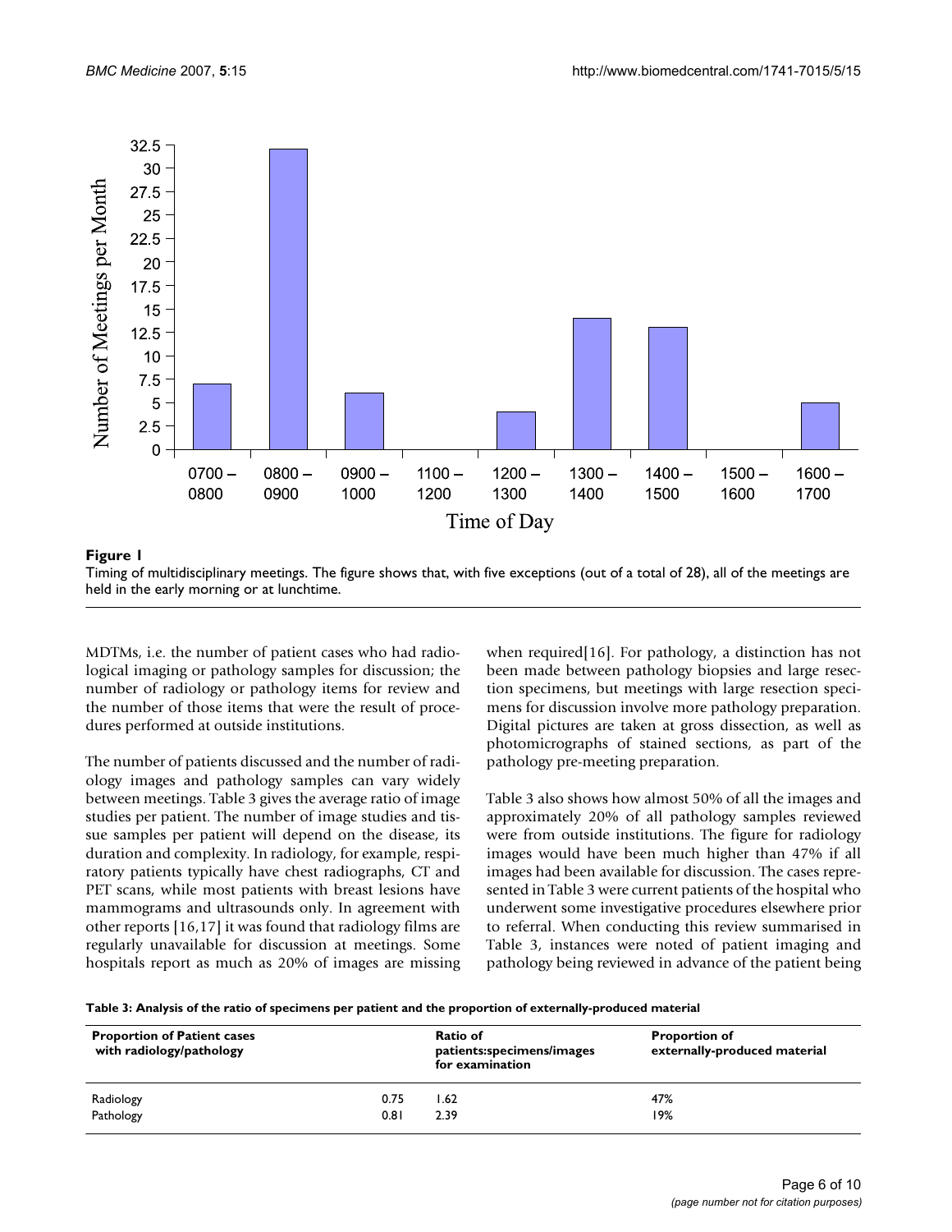**Figure 1**

Timing of multidisciplinary meetings. The figure shows that, with five exceptions (out of a total of 28), all of the meetings are held in the early morning or at lunchtime.

MDTMs, i.e. the number of patient cases who had radiological imaging or pathology samples for discussion; the number of radiology or pathology items for review and the number of those items that were the result of procedures performed at outside institutions.

The number of patients discussed and the number of radiology images and pathology samples can vary widely between meetings. Table 3 gives the average ratio of image studies per patient. The number of image studies and tissue samples per patient will depend on the disease, its duration and complexity. In radiology, for example, respiratory patients typically have chest radiographs, CT and PET scans, while most patients with breast lesions have mammograms and ultrasounds only. In agreement with other reports [16,17] it was found that radiology films are regularly unavailable for discussion at meetings. Some hospitals report as much as 20% of images are missing when required[16]. For pathology, a distinction has not been made between pathology biopsies and large resection specimens, but meetings with large resection specimens for discussion involve more pathology preparation. Digital pictures are taken at gross dissection, as well as photomicrographs of stained sections, as part of the pathology pre-meeting preparation.

Table 3 also shows how almost 50% of all the images and approximately 20% of all pathology samples reviewed were from outside institutions. The figure for radiology images would have been much higher than 47% if all images had been available for discussion. The cases represented in Table 3 were current patients of the hospital who underwent some investigative procedures elsewhere prior to referral. When conducting this review summarised in Table 3, instances were noted of patient imaging and pathology being reviewed in advance of the patient being

**Table 3: Analysis of the ratio of specimens per patient and the proportion of externally-produced material**

| Proportion of Patient cases with radiology/pathology | | Ratio of patients:specimens/images for examination | Proportion of externally-produced material |
|---|---|---|---|
| Radiology | 0.75 | 1.62 | 47% |
| Pathology | 0.81 | 2.39 | 19% |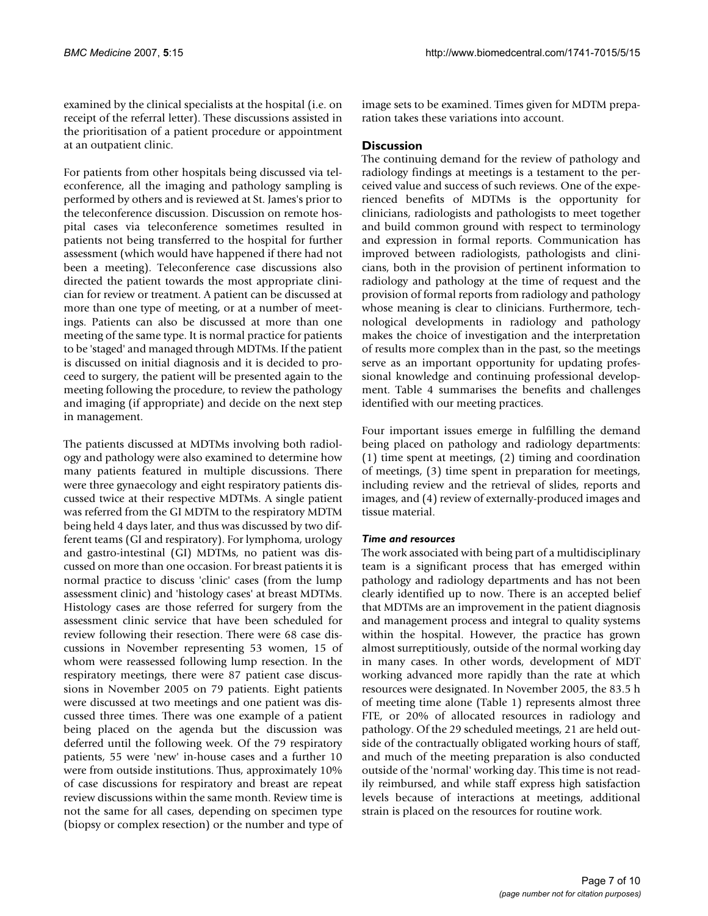examined by the clinical specialists at the hospital (i.e. on receipt of the referral letter). These discussions assisted in the prioritisation of a patient procedure or appointment at an outpatient clinic.

For patients from other hospitals being discussed via teleconference, all the imaging and pathology sampling is performed by others and is reviewed at St. James's prior to the teleconference discussion. Discussion on remote hospital cases via teleconference sometimes resulted in patients not being transferred to the hospital for further assessment (which would have happened if there had not been a meeting). Teleconference case discussions also directed the patient towards the most appropriate clinician for review or treatment. A patient can be discussed at more than one type of meeting, or at a number of meetings. Patients can also be discussed at more than one meeting of the same type. It is normal practice for patients to be 'staged' and managed through MDTMs. If the patient is discussed on initial diagnosis and it is decided to proceed to surgery, the patient will be presented again to the meeting following the procedure, to review the pathology and imaging (if appropriate) and decide on the next step in management.

The patients discussed at MDTMs involving both radiology and pathology were also examined to determine how many patients featured in multiple discussions. There were three gynaecology and eight respiratory patients discussed twice at their respective MDTMs. A single patient was referred from the GI MDTM to the respiratory MDTM being held 4 days later, and thus was discussed by two different teams (GI and respiratory). For lymphoma, urology and gastro-intestinal (GI) MDTMs, no patient was discussed on more than one occasion. For breast patients it is normal practice to discuss 'clinic' cases (from the lump assessment clinic) and 'histology cases' at breast MDTMs. Histology cases are those referred for surgery from the assessment clinic service that have been scheduled for review following their resection. There were 68 case discussions in November representing 53 women, 15 of whom were reassessed following lump resection. In the respiratory meetings, there were 87 patient case discussions in November 2005 on 79 patients. Eight patients were discussed at two meetings and one patient was discussed three times. There was one example of a patient being placed on the agenda but the discussion was deferred until the following week. Of the 79 respiratory patients, 55 were 'new' in-house cases and a further 10 were from outside institutions. Thus, approximately 10% of case discussions for respiratory and breast are repeat review discussions within the same month. Review time is not the same for all cases, depending on specimen type (biopsy or complex resection) or the number and type of image sets to be examined. Times given for MDTM preparation takes these variations into account.

## Discussion

The continuing demand for the review of pathology and radiology findings at meetings is a testament to the perceived value and success of such reviews. One of the experienced benefits of MDTMs is the opportunity for clinicians, radiologists and pathologists to meet together and build common ground with respect to terminology and expression in formal reports. Communication has improved between radiologists, pathologists and clinicians, both in the provision of pertinent information to radiology and pathology at the time of request and the provision of formal reports from radiology and pathology whose meaning is clear to clinicians. Furthermore, technological developments in radiology and pathology makes the choice of investigation and the interpretation of results more complex than in the past, so the meetings serve as an important opportunity for updating professional knowledge and continuing professional development. Table 4 summarises the benefits and challenges identified with our meeting practices.

Four important issues emerge in fulfilling the demand being placed on pathology and radiology departments: (1) time spent at meetings, (2) timing and coordination of meetings, (3) time spent in preparation for meetings, including review and the retrieval of slides, reports and images, and (4) review of externally-produced images and tissue material.

### *Time and resources*

The work associated with being part of a multidisciplinary team is a significant process that has emerged within pathology and radiology departments and has not been clearly identified up to now. There is an accepted belief that MDTMs are an improvement in the patient diagnosis and management process and integral to quality systems within the hospital. However, the practice has grown almost surreptitiously, outside of the normal working day in many cases. In other words, development of MDT working advanced more rapidly than the rate at which resources were designated. In November 2005, the 83.5 h of meeting time alone (Table 1) represents almost three FTE, or 20% of allocated resources in radiology and pathology. Of the 29 scheduled meetings, 21 are held outside of the contractually obligated working hours of staff, and much of the meeting preparation is also conducted outside of the 'normal' working day. This time is not readily reimbursed, and while staff express high satisfaction levels because of interactions at meetings, additional strain is placed on the resources for routine work.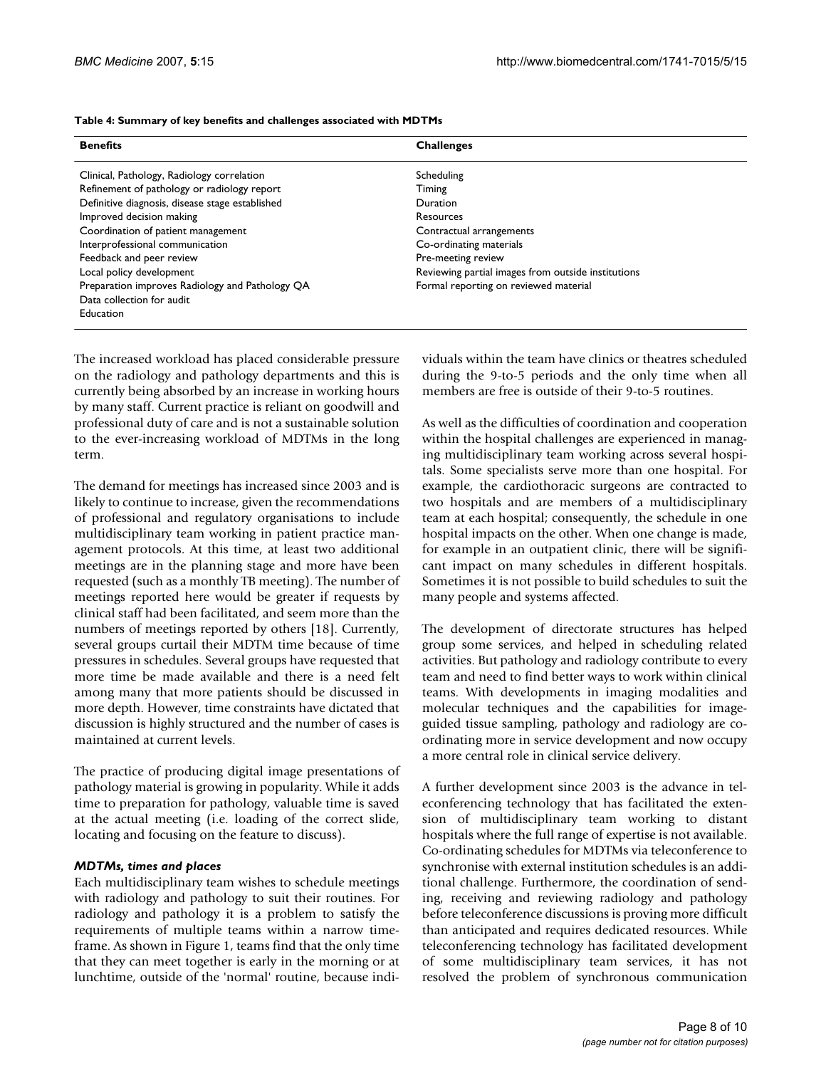**Table 4: Summary of key benefits and challenges associated with MDTMs**

| Benefits | Challenges |
|---|---|
| Clinical, Pathology, Radiology correlation | Scheduling |
| Refinement of pathology or radiology report | Timing |
| Definitive diagnosis, disease stage established | Duration |
| Improved decision making | Resources |
| Coordination of patient management | Contractual arrangements |
| Interprofessional communication | Co-ordinating materials |
| Feedback and peer review | Pre-meeting review |
| Local policy development | Reviewing partial images from outside institutions |
| Preparation improves Radiology and Pathology QA | Formal reporting on reviewed material |
| Data collection for audit | |
| Education | |

The increased workload has placed considerable pressure on the radiology and pathology departments and this is currently being absorbed by an increase in working hours by many staff. Current practice is reliant on goodwill and professional duty of care and is not a sustainable solution to the ever-increasing workload of MDTMs in the long term.

The demand for meetings has increased since 2003 and is likely to continue to increase, given the recommendations of professional and regulatory organisations to include multidisciplinary team working in patient practice management protocols. At this time, at least two additional meetings are in the planning stage and more have been requested (such as a monthly TB meeting). The number of meetings reported here would be greater if requests by clinical staff had been facilitated, and seem more than the numbers of meetings reported by others [18]. Currently, several groups curtail their MDTM time because of time pressures in schedules. Several groups have requested that more time be made available and there is a need felt among many that more patients should be discussed in more depth. However, time constraints have dictated that discussion is highly structured and the number of cases is maintained at current levels.

The practice of producing digital image presentations of pathology material is growing in popularity. While it adds time to preparation for pathology, valuable time is saved at the actual meeting (i.e. loading of the correct slide, locating and focusing on the feature to discuss).

### *MDTMs, times and places*

Each multidisciplinary team wishes to schedule meetings with radiology and pathology to suit their routines. For radiology and pathology it is a problem to satisfy the requirements of multiple teams within a narrow time-frame. As shown in Figure 1, teams find that the only time that they can meet together is early in the morning or at lunchtime, outside of the 'normal' routine, because individuals within the team have clinics or theatres scheduled during the 9-to-5 periods and the only time when all members are free is outside of their 9-to-5 routines.

As well as the difficulties of coordination and cooperation within the hospital challenges are experienced in managing multidisciplinary team working across several hospitals. Some specialists serve more than one hospital. For example, the cardiothoracic surgeons are contracted to two hospitals and are members of a multidisciplinary team at each hospital; consequently, the schedule in one hospital impacts on the other. When one change is made, for example in an outpatient clinic, there will be significant impact on many schedules in different hospitals. Sometimes it is not possible to build schedules to suit the many people and systems affected.

The development of directorate structures has helped group some services, and helped in scheduling related activities. But pathology and radiology contribute to every team and need to find better ways to work within clinical teams. With developments in imaging modalities and molecular techniques and the capabilities for image-guided tissue sampling, pathology and radiology are co-ordinating more in service development and now occupy a more central role in clinical service delivery.

A further development since 2003 is the advance in teleconferencing technology that has facilitated the extension of multidisciplinary team working to distant hospitals where the full range of expertise is not available. Co-ordinating schedules for MDTMs via teleconference to synchronise with external institution schedules is an additional challenge. Furthermore, the coordination of sending, receiving and reviewing radiology and pathology before teleconference discussions is proving more difficult than anticipated and requires dedicated resources. While teleconferencing technology has facilitated development of some multidisciplinary team services, it has not resolved the problem of synchronous communication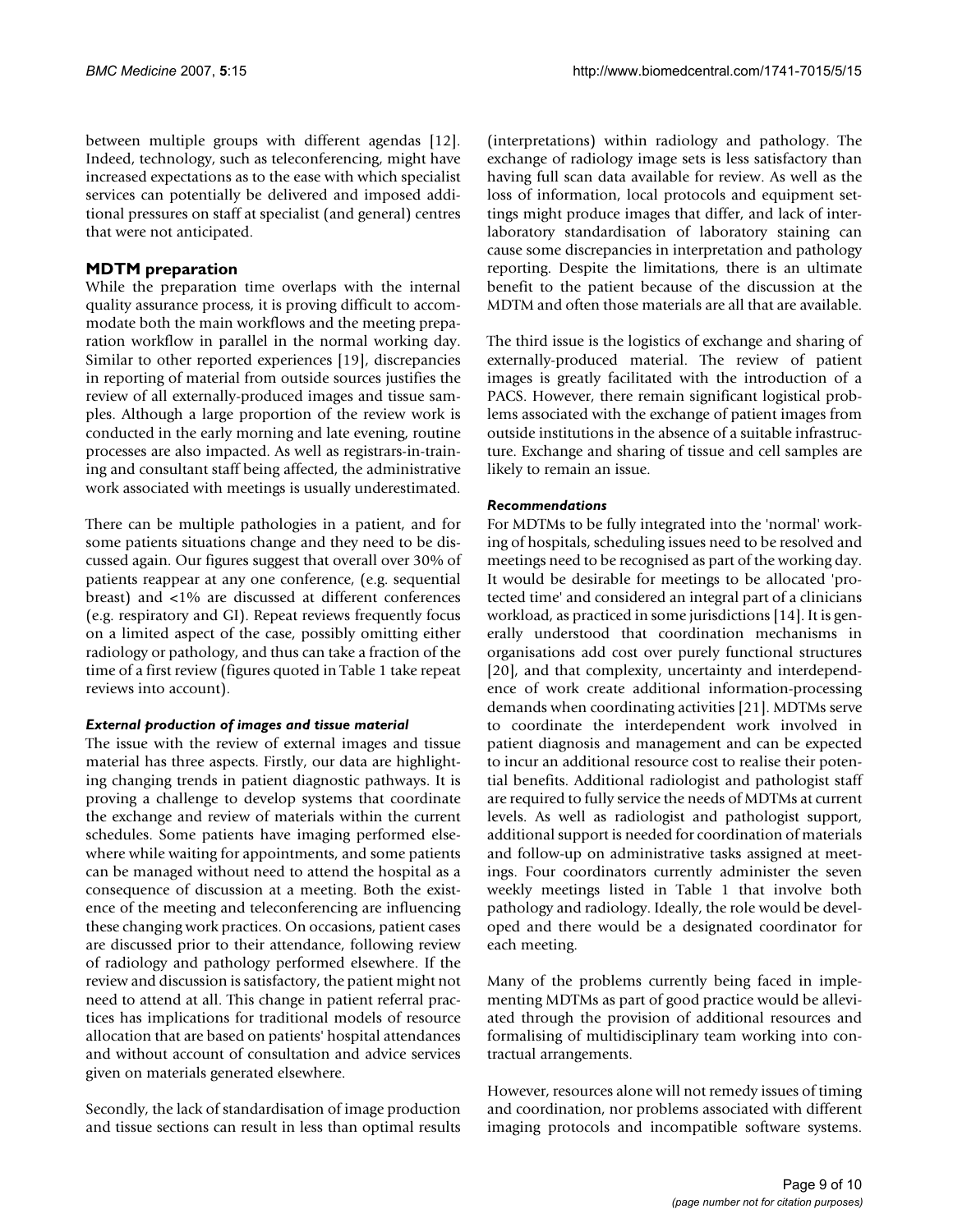between multiple groups with different agendas [12]. Indeed, technology, such as teleconferencing, might have increased expectations as to the ease with which specialist services can potentially be delivered and imposed additional pressures on staff at specialist (and general) centres that were not anticipated.

## MDTM preparation

While the preparation time overlaps with the internal quality assurance process, it is proving difficult to accommodate both the main workflows and the meeting preparation workflow in parallel in the normal working day. Similar to other reported experiences [19], discrepancies in reporting of material from outside sources justifies the review of all externally-produced images and tissue samples. Although a large proportion of the review work is conducted in the early morning and late evening, routine processes are also impacted. As well as registrars-in-training and consultant staff being affected, the administrative work associated with meetings is usually underestimated.

There can be multiple pathologies in a patient, and for some patients situations change and they need to be discussed again. Our figures suggest that overall over 30% of patients reappear at any one conference, (e.g. sequential breast) and <1% are discussed at different conferences (e.g. respiratory and GI). Repeat reviews frequently focus on a limited aspect of the case, possibly omitting either radiology or pathology, and thus can take a fraction of the time of a first review (figures quoted in Table 1 take repeat reviews into account).

### *External production of images and tissue material*

The issue with the review of external images and tissue material has three aspects. Firstly, our data are highlighting changing trends in patient diagnostic pathways. It is proving a challenge to develop systems that coordinate the exchange and review of materials within the current schedules. Some patients have imaging performed elsewhere while waiting for appointments, and some patients can be managed without need to attend the hospital as a consequence of discussion at a meeting. Both the existence of the meeting and teleconferencing are influencing these changing work practices. On occasions, patient cases are discussed prior to their attendance, following review of radiology and pathology performed elsewhere. If the review and discussion is satisfactory, the patient might not need to attend at all. This change in patient referral practices has implications for traditional models of resource allocation that are based on patients' hospital attendances and without account of consultation and advice services given on materials generated elsewhere.

Secondly, the lack of standardisation of image production and tissue sections can result in less than optimal results (interpretations) within radiology and pathology. The exchange of radiology image sets is less satisfactory than having full scan data available for review. As well as the loss of information, local protocols and equipment settings might produce images that differ, and lack of interlaboratory standardisation of laboratory staining can cause some discrepancies in interpretation and pathology reporting. Despite the limitations, there is an ultimate benefit to the patient because of the discussion at the MDTM and often those materials are all that are available.

The third issue is the logistics of exchange and sharing of externally-produced material. The review of patient images is greatly facilitated with the introduction of a PACS. However, there remain significant logistical problems associated with the exchange of patient images from outside institutions in the absence of a suitable infrastructure. Exchange and sharing of tissue and cell samples are likely to remain an issue.

### *Recommendations*

For MDTMs to be fully integrated into the 'normal' working of hospitals, scheduling issues need to be resolved and meetings need to be recognised as part of the working day. It would be desirable for meetings to be allocated 'protected time' and considered an integral part of a clinicians workload, as practiced in some jurisdictions [14]. It is generally understood that coordination mechanisms in organisations add cost over purely functional structures [20], and that complexity, uncertainty and interdependence of work create additional information-processing demands when coordinating activities [21]. MDTMs serve to coordinate the interdependent work involved in patient diagnosis and management and can be expected to incur an additional resource cost to realise their potential benefits. Additional radiologist and pathologist staff are required to fully service the needs of MDTMs at current levels. As well as radiologist and pathologist support, additional support is needed for coordination of materials and follow-up on administrative tasks assigned at meetings. Four coordinators currently administer the seven weekly meetings listed in Table 1 that involve both pathology and radiology. Ideally, the role would be developed and there would be a designated coordinator for each meeting.

Many of the problems currently being faced in implementing MDTMs as part of good practice would be alleviated through the provision of additional resources and formalising of multidisciplinary team working into contractual arrangements.

However, resources alone will not remedy issues of timing and coordination, nor problems associated with different imaging protocols and incompatible software systems.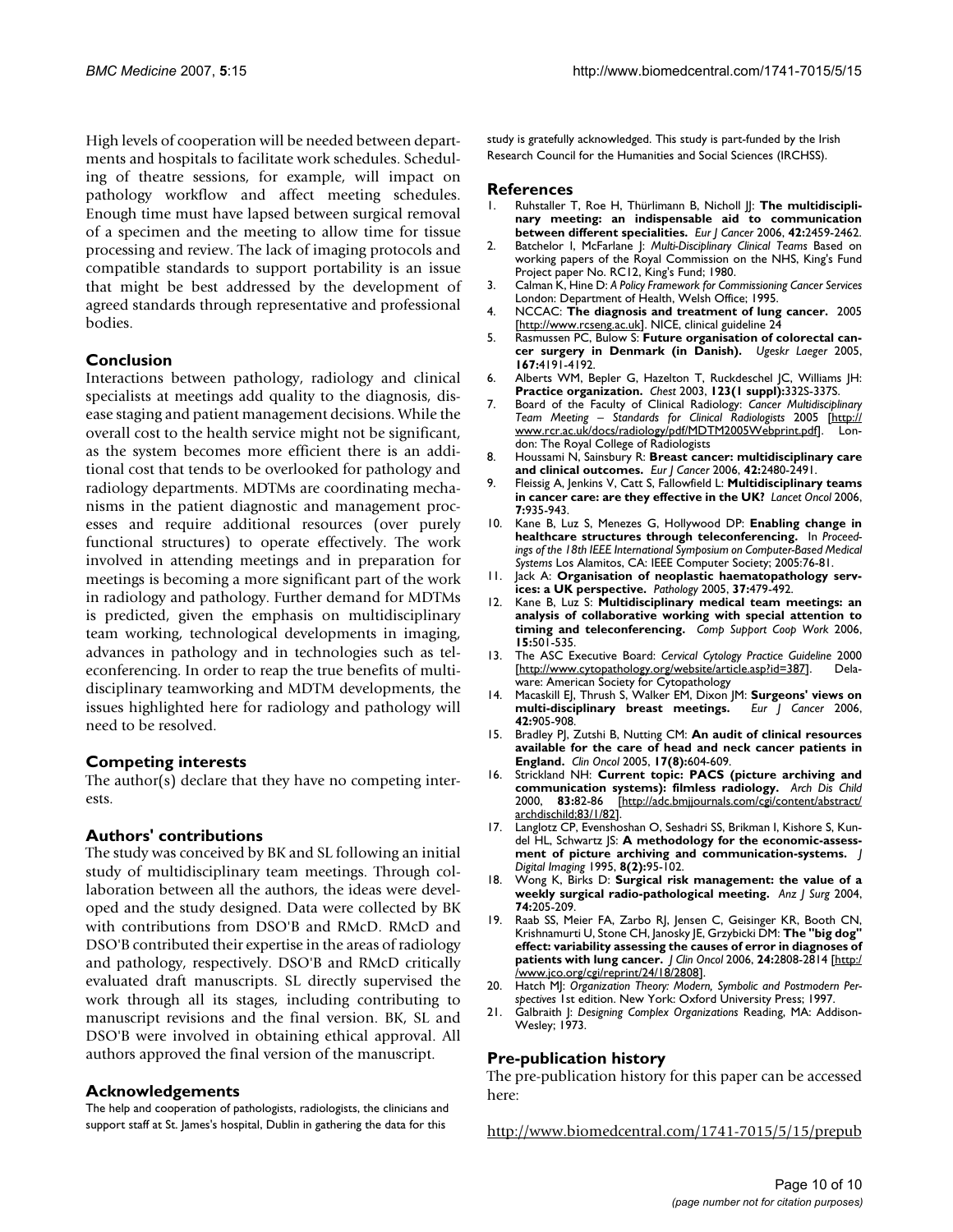High levels of cooperation will be needed between departments and hospitals to facilitate work schedules. Scheduling of theatre sessions, for example, will impact on pathology workflow and affect meeting schedules. Enough time must have lapsed between surgical removal of a specimen and the meeting to allow time for tissue processing and review. The lack of imaging protocols and compatible standards to support portability is an issue that might be best addressed by the development of agreed standards through representative and professional bodies.

## Conclusion

Interactions between pathology, radiology and clinical specialists at meetings add quality to the diagnosis, disease staging and patient management decisions. While the overall cost to the health service might not be significant, as the system becomes more efficient there is an additional cost that tends to be overlooked for pathology and radiology departments. MDTMs are coordinating mechanisms in the patient diagnostic and management processes and require additional resources (over purely functional structures) to operate effectively. The work involved in attending meetings and in preparation for meetings is becoming a more significant part of the work in radiology and pathology. Further demand for MDTMs is predicted, given the emphasis on multidisciplinary team working, technological developments in imaging, advances in pathology and in technologies such as teleconferencing. In order to reap the true benefits of multidisciplinary teamworking and MDTM developments, the issues highlighted here for radiology and pathology will need to be resolved.

## Competing interests

The author(s) declare that they have no competing interests.

## Authors' contributions

The study was conceived by BK and SL following an initial study of multidisciplinary team meetings. Through collaboration between all the authors, the ideas were developed and the study designed. Data were collected by BK with contributions from DSO'B and RMcD. RMcD and DSO'B contributed their expertise in the areas of radiology and pathology, respectively. DSO'B and RMcD critically evaluated draft manuscripts. SL directly supervised the work through all its stages, including contributing to manuscript revisions and the final version. BK, SL and DSO'B were involved in obtaining ethical approval. All authors approved the final version of the manuscript.

## Acknowledgements

The help and cooperation of pathologists, radiologists, the clinicians and support staff at St. James's hospital, Dublin in gathering the data for this study is gratefully acknowledged. This study is part-funded by the Irish Research Council for the Humanities and Social Sciences (IRCHSS).

## References

1. Ruhstaller T, Roe H, Thürlimann B, Nicholl JJ: **The multidisciplinary meeting: an indispensable aid to communication between different specialities.** *Eur J Cancer* 2006, **42:**2459-2462.
2. Batchelor I, McFarlane J: *Multi-Disciplinary Clinical Teams* Based on working papers of the Royal Commission on the NHS, King's Fund Project paper No. RC12, King's Fund; 1980.
3. Calman K, Hine D: *A Policy Framework for Commissioning Cancer Services* London: Department of Health, Welsh Office; 1995.
4. NCCAC: **The diagnosis and treatment of lung cancer.** 2005 [http://www.rcseng.ac.uk]. NICE, clinical guideline 24
5. Rasmussen PC, Bulow S: **Future organisation of colorectal cancer surgery in Denmark (in Danish).** *Ugeskr Laeger* 2005, **167:**4191-4192.
6. Alberts WM, Bepler G, Hazelton T, Ruckdeschel JC, Williams JH: **Practice organization.** *Chest* 2003, **123(1 suppl):**332S-337S.
7. Board of the Faculty of Clinical Radiology: *Cancer Multidisciplinary Team Meeting – Standards for Clinical Radiologists* 2005 [http://www.rcr.ac.uk/docs/radiology/pdf/MDTM2005Webprint.pdf]. London: The Royal College of Radiologists
8. Houssami N, Sainsbury R: **Breast cancer: multidisciplinary care and clinical outcomes.** *Eur J Cancer* 2006, **42:**2480-2491.
9. Fleissig A, Jenkins V, Catt S, Fallowfield L: **Multidisciplinary teams in cancer care: are they effective in the UK?** *Lancet Oncol* 2006, **7:**935-943.
10. Kane B, Luz S, Menezes G, Hollywood DP: **Enabling change in healthcare structures through teleconferencing.** In *Proceedings of the 18th IEEE International Symposium on Computer-Based Medical Systems* Los Alamitos, CA: IEEE Computer Society; 2005:76-81.
11. Jack A: **Organisation of neoplastic haematopathology services: a UK perspective.** *Pathology* 2005, **37:**479-492.
12. Kane B, Luz S: **Multidisciplinary medical team meetings: an analysis of collaborative working with special attention to timing and teleconferencing.** *Comp Support Coop Work* 2006, **15:**501-535.
13. The ASC Executive Board: *Cervical Cytology Practice Guideline* 2000 [http://www.cytopathology.org/website/article.asp?id=387]. Delaware: American Society for Cytopathology
14. Macaskill EJ, Thrush S, Walker EM, Dixon JM: **Surgeons' views on multi-disciplinary breast meetings.** *Eur J Cancer* 2006, **42:**905-908.
15. Bradley PJ, Zutshi B, Nutting CM: **An audit of clinical resources available for the care of head and neck cancer patients in England.** *Clin Oncol* 2005, **17(8):**604-609.
16. Strickland NH: **Current topic: PACS (picture archiving and communication systems): filmless radiology.** *Arch Dis Child* 2000, **83:**82-86 [http://adc.bmjjournals.com/cgi/content/abstract/archdischild;83/1/82].
17. Langlotz CP, Evenshoshan O, Seshadri SS, Brikman I, Kishore S, Kundel HL, Schwartz JS: **A methodology for the economic-assessment of picture archiving and communication-systems.** *J Digital Imaging* 1995, **8(2):**95-102.
18. Wong K, Birks D: **Surgical risk management: the value of a weekly surgical radio-pathological meeting.** *Anz J Surg* 2004, **74:**205-209.
19. Raab SS, Meier FA, Zarbo RJ, Jensen C, Geisinger KR, Booth CN, Krishnamurti U, Stone CH, Janosky JE, Grzybicki DM: **The "big dog" effect: variability assessing the causes of error in diagnoses of patients with lung cancer.** *J Clin Oncol* 2006, **24:**2808-2814 [http://www.jco.org/cgi/reprint/24/18/2808].
20. Hatch MJ: *Organization Theory: Modern, Symbolic and Postmodern Perspectives* 1st edition. New York: Oxford University Press; 1997.
21. Galbraith J: *Designing Complex Organizations* Reading, MA: Addison-Wesley; 1973.

## Pre-publication history

The pre-publication history for this paper can be accessed here:

http://www.biomedcentral.com/1741-7015/5/15/prepub